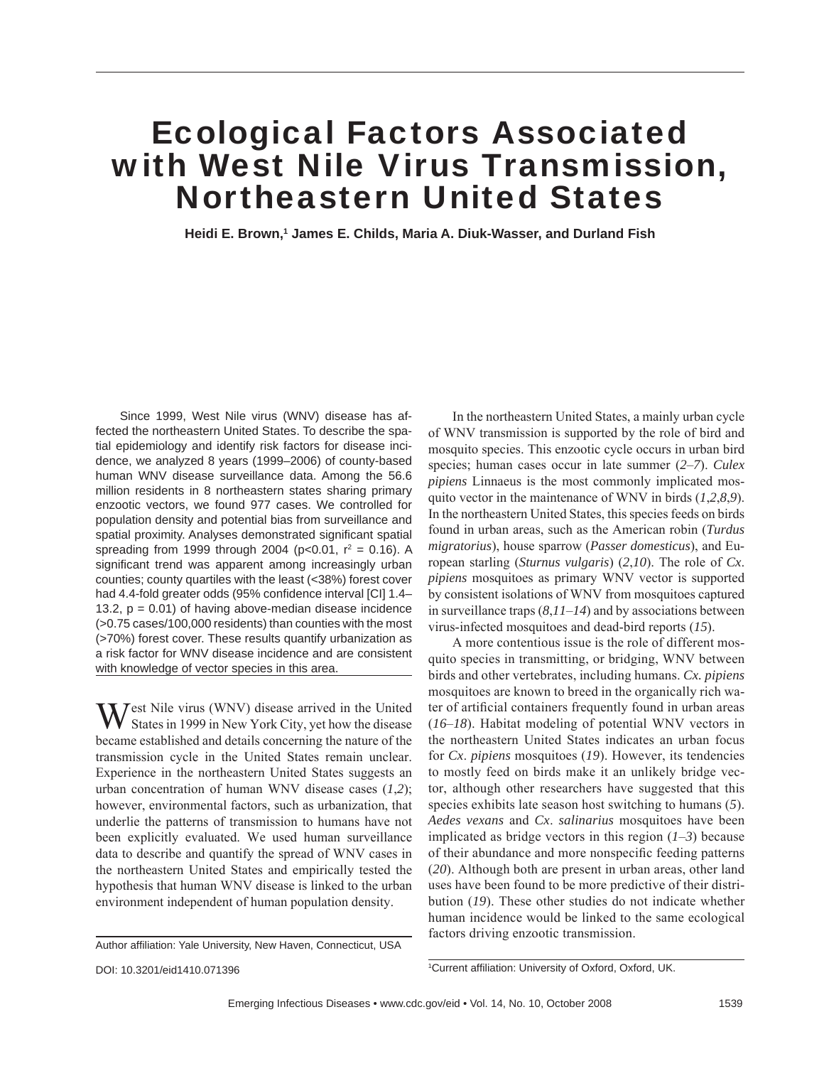# Ecological Factors Associated with West Nile Virus Transmission, Northeastern United States

**Heidi E. Brown,[1] James E. Childs, Maria A. Diuk-Wasser, and Durland Fish**

Since 1999, West Nile virus (WNV) disease has affected the northeastern United States. To describe the spatial epidemiology and identify risk factors for disease incidence, we analyzed 8 years (1999–2006) of county-based human WNV disease surveillance data. Among the 56.6 million residents in 8 northeastern states sharing primary enzootic vectors, we found 977 cases. We controlled for population density and potential bias from surveillance and spatial proximity. Analyses demonstrated significant spatial spreading from 1999 through 2004 ($p<0.01$, $r^2 = 0.16$). A significant trend was apparent among increasingly urban counties; county quartiles with the least (<38%) forest cover had 4.4-fold greater odds (95% confidence interval [CI] 1.4–13.2, $p = 0.01$) of having above-median disease incidence (>0.75 cases/100,000 residents) than counties with the most (>70%) forest cover. These results quantify urbanization as a risk factor for WNV disease incidence and are consistent with knowledge of vector species in this area.

West Nile virus (WNV) disease arrived in the United States in 1999 in New York City, yet how the disease became established and details concerning the nature of the transmission cycle in the United States remain unclear. Experience in the northeastern United States suggests an urban concentration of human WNV disease cases (*1*,*2*); however, environmental factors, such as urbanization, that underlie the patterns of transmission to humans have not been explicitly evaluated. We used human surveillance data to describe and quantify the spread of WNV cases in the northeastern United States and empirically tested the hypothesis that human WNV disease is linked to the urban environment independent of human population density.

In the northeastern United States, a mainly urban cycle of WNV transmission is supported by the role of bird and mosquito species. This enzootic cycle occurs in urban bird species; human cases occur in late summer (*2*–*7*). *Culex pipiens* Linnaeus is the most commonly implicated mosquito vector in the maintenance of WNV in birds (*1*,*2*,*8*,*9*). In the northeastern United States, this species feeds on birds found in urban areas, such as the American robin (*Turdus migratorius*), house sparrow (*Passer domesticus*), and European starling (*Sturnus vulgaris*) (*2*,*10*). The role of *Cx*. *pipiens* mosquitoes as primary WNV vector is supported by consistent isolations of WNV from mosquitoes captured in surveillance traps (*8*,*11*–*14*) and by associations between virus-infected mosquitoes and dead-bird reports (*15*).

A more contentious issue is the role of different mosquito species in transmitting, or bridging, WNV between birds and other vertebrates, including humans. *Cx. pipiens* mosquitoes are known to breed in the organically rich water of artificial containers frequently found in urban areas (*16*–*18*). Habitat modeling of potential WNV vectors in the northeastern United States indicates an urban focus for *Cx*. *pipiens* mosquitoes (*19*). However, its tendencies to mostly feed on birds make it an unlikely bridge vector, although other researchers have suggested that this species exhibits late season host switching to humans (*5*). *Aedes vexans* and *Cx*. *salinarius* mosquitoes have been implicated as bridge vectors in this region (*1*–*3*) because of their abundance and more nonspecific feeding patterns (*20*). Although both are present in urban areas, other land uses have been found to be more predictive of their distribution (*19*). These other studies do not indicate whether human incidence would be linked to the same ecological factors driving enzootic transmission.

Author affiliation: Yale University, New Haven, Connecticut, USA

DOI: 10.3201/eid1410.071396

[1]Current affiliation: University of Oxford, Oxford, UK.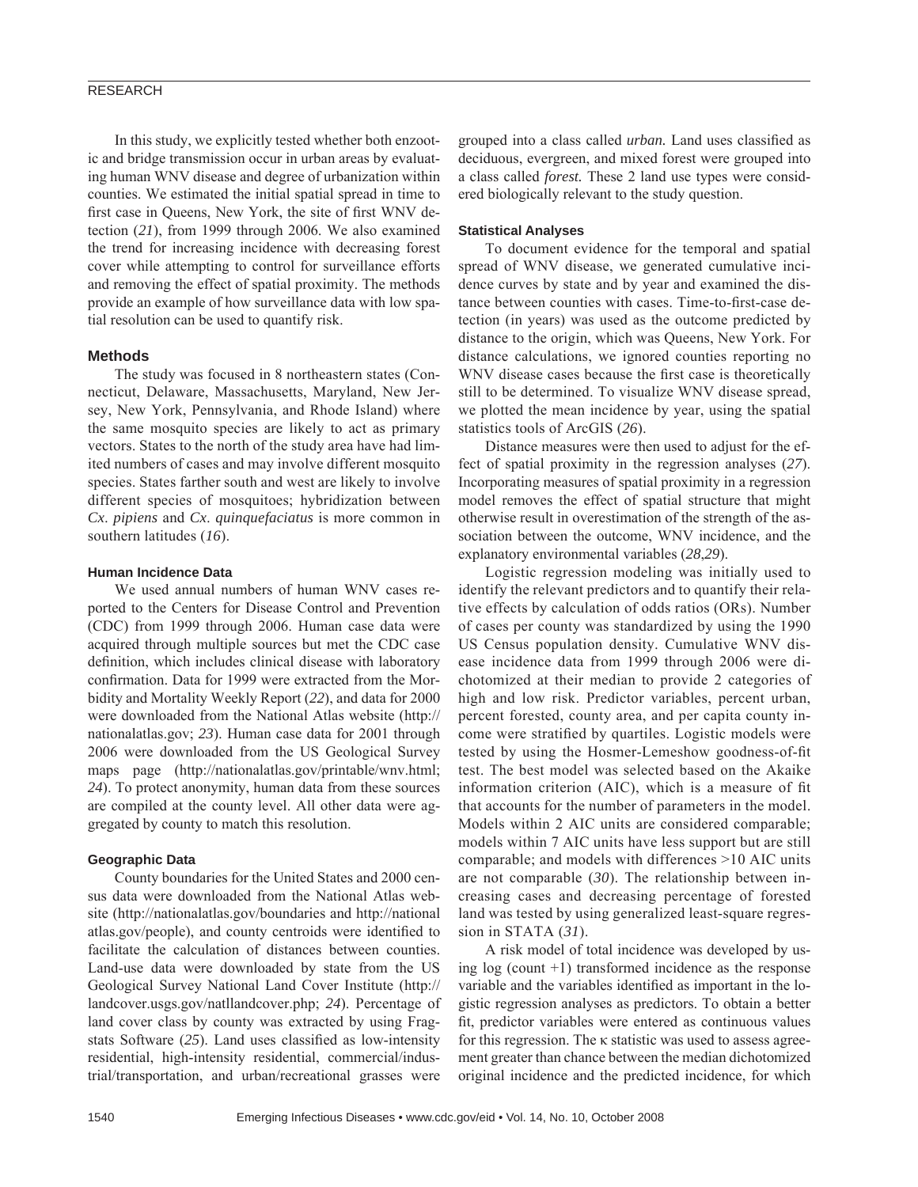In this study, we explicitly tested whether both enzootic and bridge transmission occur in urban areas by evaluating human WNV disease and degree of urbanization within counties. We estimated the initial spatial spread in time to first case in Queens, New York, the site of first WNV detection (*21*), from 1999 through 2006. We also examined the trend for increasing incidence with decreasing forest cover while attempting to control for surveillance efforts and removing the effect of spatial proximity. The methods provide an example of how surveillance data with low spatial resolution can be used to quantify risk.

## Methods

The study was focused in 8 northeastern states (Connecticut, Delaware, Massachusetts, Maryland, New Jersey, New York, Pennsylvania, and Rhode Island) where the same mosquito species are likely to act as primary vectors. States to the north of the study area have had limited numbers of cases and may involve different mosquito species. States farther south and west are likely to involve different species of mosquitoes; hybridization between *Cx. pipiens* and *Cx. quinquefaciatus* is more common in southern latitudes (*16*).

### Human Incidence Data

We used annual numbers of human WNV cases reported to the Centers for Disease Control and Prevention (CDC) from 1999 through 2006. Human case data were acquired through multiple sources but met the CDC case definition, which includes clinical disease with laboratory confirmation. Data for 1999 were extracted from the Morbidity and Mortality Weekly Report (*22*), and data for 2000 were downloaded from the National Atlas website (http://nationalatlas.gov; *23*). Human case data for 2001 through 2006 were downloaded from the US Geological Survey maps page (http://nationalatlas.gov/printable/wnv.html; *24*). To protect anonymity, human data from these sources are compiled at the county level. All other data were aggregated by county to match this resolution.

### Geographic Data

County boundaries for the United States and 2000 census data were downloaded from the National Atlas website (http://nationalatlas.gov/boundaries and http://nationalatlas.gov/people), and county centroids were identified to facilitate the calculation of distances between counties. Land-use data were downloaded by state from the US Geological Survey National Land Cover Institute (http://landcover.usgs.gov/natllandcover.php; *24*). Percentage of land cover class by county was extracted by using Fragstats Software (*25*). Land uses classified as low-intensity residential, high-intensity residential, commercial/industrial/transportation, and urban/recreational grasses were grouped into a class called *urban.* Land uses classified as deciduous, evergreen, and mixed forest were grouped into a class called *forest.* These 2 land use types were considered biologically relevant to the study question.

### Statistical Analyses

To document evidence for the temporal and spatial spread of WNV disease, we generated cumulative incidence curves by state and by year and examined the distance between counties with cases. Time-to-first-case detection (in years) was used as the outcome predicted by distance to the origin, which was Queens, New York. For distance calculations, we ignored counties reporting no WNV disease cases because the first case is theoretically still to be determined. To visualize WNV disease spread, we plotted the mean incidence by year, using the spatial statistics tools of ArcGIS (*26*).

Distance measures were then used to adjust for the effect of spatial proximity in the regression analyses (*27*). Incorporating measures of spatial proximity in a regression model removes the effect of spatial structure that might otherwise result in overestimation of the strength of the association between the outcome, WNV incidence, and the explanatory environmental variables (*28*,*29*).

Logistic regression modeling was initially used to identify the relevant predictors and to quantify their relative effects by calculation of odds ratios (ORs). Number of cases per county was standardized by using the 1990 US Census population density. Cumulative WNV disease incidence data from 1999 through 2006 were dichotomized at their median to provide 2 categories of high and low risk. Predictor variables, percent urban, percent forested, county area, and per capita county income were stratified by quartiles. Logistic models were tested by using the Hosmer-Lemeshow goodness-of-fit test. The best model was selected based on the Akaike information criterion (AIC), which is a measure of fit that accounts for the number of parameters in the model. Models within 2 AIC units are considered comparable; models within 7 AIC units have less support but are still comparable; and models with differences >10 AIC units are not comparable (*30*). The relationship between increasing cases and decreasing percentage of forested land was tested by using generalized least-square regression in STATA (*31*).

A risk model of total incidence was developed by using log (count +1) transformed incidence as the response variable and the variables identified as important in the logistic regression analyses as predictors. To obtain a better fit, predictor variables were entered as continuous values for this regression. The $\kappa$ statistic was used to assess agreement greater than chance between the median dichotomized original incidence and the predicted incidence, for which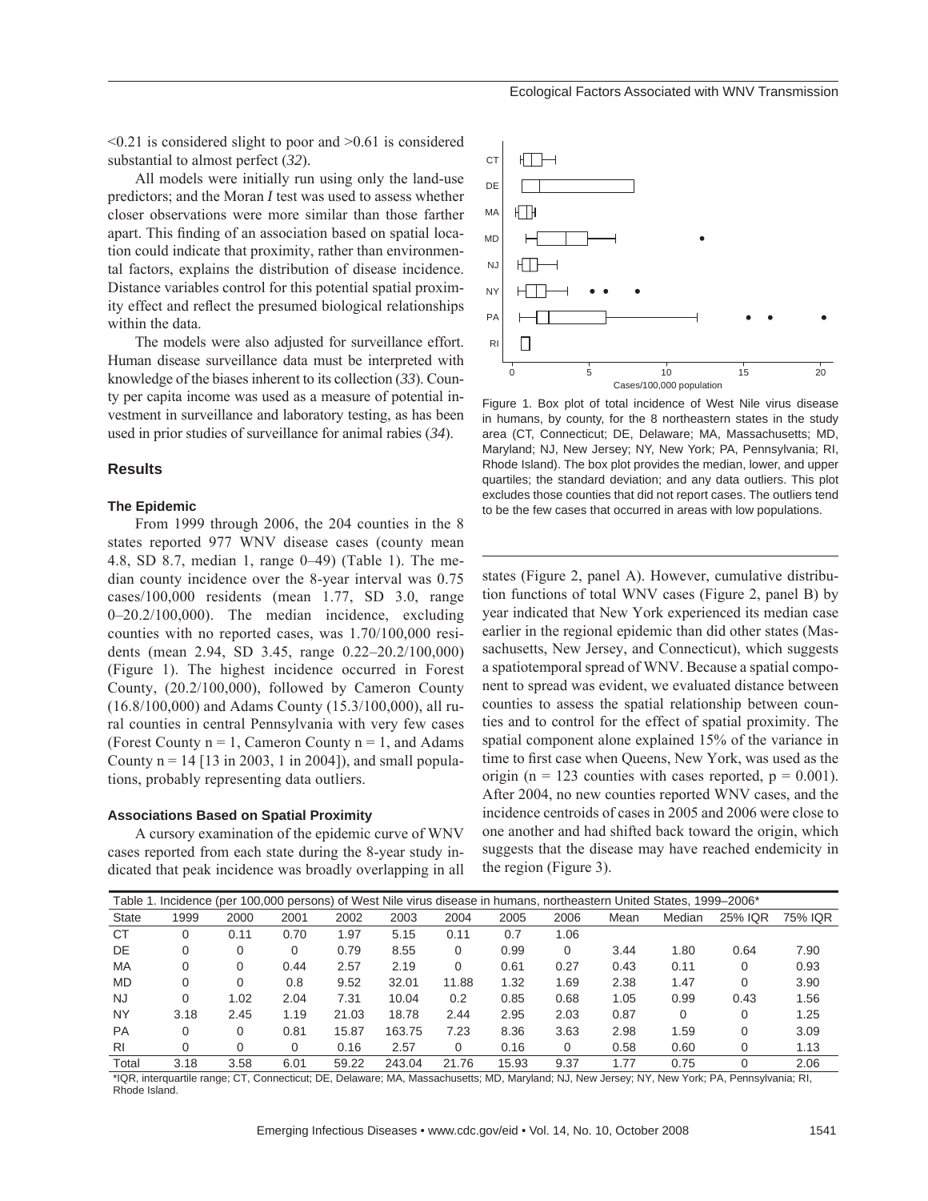<0.21 is considered slight to poor and >0.61 is considered substantial to almost perfect (*32*).

All models were initially run using only the land-use predictors; and the Moran *I* test was used to assess whether closer observations were more similar than those farther apart. This finding of an association based on spatial location could indicate that proximity, rather than environmental factors, explains the distribution of disease incidence. Distance variables control for this potential spatial proximity effect and reflect the presumed biological relationships within the data.

The models were also adjusted for surveillance effort. Human disease surveillance data must be interpreted with knowledge of the biases inherent to its collection (*33*). County per capita income was used as a measure of potential investment in surveillance and laboratory testing, as has been used in prior studies of surveillance for animal rabies (*34*).

## Results

### The Epidemic

From 1999 through 2006, the 204 counties in the 8 states reported 977 WNV disease cases (county mean 4.8, SD 8.7, median 1, range 0–49) (Table 1). The median county incidence over the 8-year interval was 0.75 cases/100,000 residents (mean 1.77, SD 3.0, range 0–20.2/100,000). The median incidence, excluding counties with no reported cases, was 1.70/100,000 residents (mean 2.94, SD 3.45, range 0.22–20.2/100,000) (Figure 1). The highest incidence occurred in Forest County, (20.2/100,000), followed by Cameron County (16.8/100,000) and Adams County (15.3/100,000), all rural counties in central Pennsylvania with very few cases (Forest County n = 1, Cameron County n = 1, and Adams County n = 14 [13 in 2003, 1 in 2004]), and small populations, probably representing data outliers.

Figure 1. Box plot of total incidence of West Nile virus disease in humans, by county, for the 8 northeastern states in the study area (CT, Connecticut; DE, Delaware; MA, Massachusetts; MD, Maryland; NJ, New Jersey; NY, New York; PA, Pennsylvania; RI, Rhode Island). The box plot provides the median, lower, and upper quartiles; the standard deviation; and any data outliers. This plot excludes those counties that did not report cases. The outliers tend to be the few cases that occurred in areas with low populations.

### Associations Based on Spatial Proximity

A cursory examination of the epidemic curve of WNV cases reported from each state during the 8-year study indicated that peak incidence was broadly overlapping in all states (Figure 2, panel A). However, cumulative distribution functions of total WNV cases (Figure 2, panel B) by year indicated that New York experienced its median case earlier in the regional epidemic than did other states (Massachusetts, New Jersey, and Connecticut), which suggests a spatiotemporal spread of WNV. Because a spatial component to spread was evident, we evaluated distance between counties to assess the spatial relationship between counties and to control for the effect of spatial proximity. The spatial component alone explained 15% of the variance in time to first case when Queens, New York, was used as the origin (n = 123 counties with cases reported, p = 0.001). After 2004, no new counties reported WNV cases, and the incidence centroids of cases in 2005 and 2006 were close to one another and had shifted back toward the origin, which suggests that the disease may have reached endemicity in the region (Figure 3).

Table 1. Incidence (per 100,000 persons) of West Nile virus disease in humans, northeastern United States, 1999–2006*

| State | 1999 | 2000 | 2001 | 2002 | 2003 | 2004 | 2005 | 2006 | Mean | Median | 25% IQR | 75% IQR |
|---|---|---|---|---|---|---|---|---|---|---|---|---|
| CT | 0 | 0.11 | 0.70 | 1.97 | 5.15 | 0.11 | 0.7 | 1.06 | | | | |
| DE | 0 | 0 | 0 | 0.79 | 8.55 | 0 | 0.99 | 0 | 3.44 | 1.80 | 0.64 | 7.90 |
| MA | 0 | 0 | 0.44 | 2.57 | 2.19 | 0 | 0.61 | 0.27 | 0.43 | 0.11 | 0 | 0.93 |
| MD | 0 | 0 | 0.8 | 9.52 | 32.01 | 11.88 | 1.32 | 1.69 | 2.38 | 1.47 | 0 | 3.90 |
| NJ | 0 | 1.02 | 2.04 | 7.31 | 10.04 | 0.2 | 0.85 | 0.68 | 1.05 | 0.99 | 0.43 | 1.56 |
| NY | 3.18 | 2.45 | 1.19 | 21.03 | 18.78 | 2.44 | 2.95 | 2.03 | 0.87 | 0 | 0 | 1.25 |
| PA | 0 | 0 | 0.81 | 15.87 | 163.75 | 7.23 | 8.36 | 3.63 | 2.98 | 1.59 | 0 | 3.09 |
| RI | 0 | 0 | 0 | 0.16 | 2.57 | 0 | 0.16 | 0 | 0.58 | 0.60 | 0 | 1.13 |
| Total | 3.18 | 3.58 | 6.01 | 59.22 | 243.04 | 21.76 | 15.93 | 9.37 | 1.77 | 0.75 | 0 | 2.06 |

*IQR, interquartile range; CT, Connecticut; DE, Delaware; MA, Massachusetts; MD, Maryland; NJ, New Jersey; NY, New York; PA, Pennsylvania; RI, Rhode Island.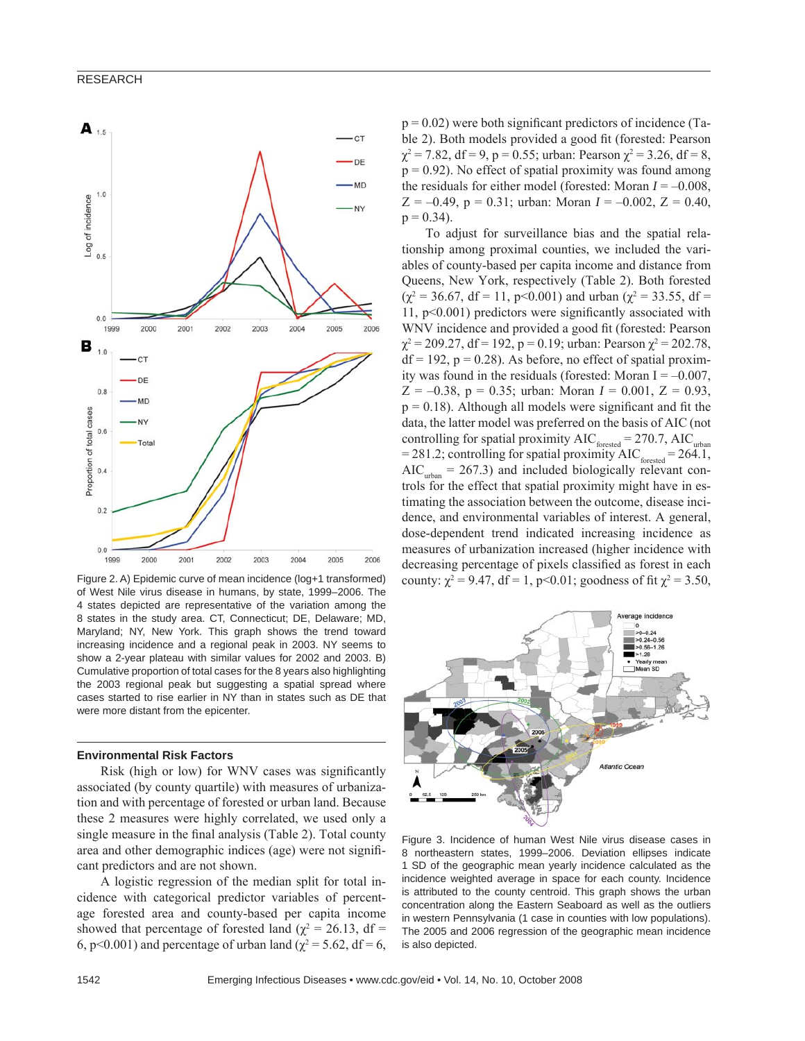Figure 2. A) Epidemic curve of mean incidence (log+1 transformed) of West Nile virus disease in humans, by state, 1999–2006. The 4 states depicted are representative of the variation among the 8 states in the study area. CT, Connecticut; DE, Delaware; MD, Maryland; NY, New York. This graph shows the trend toward increasing incidence and a regional peak in 2003. NY seems to show a 2-year plateau with similar values for 2002 and 2003. B) Cumulative proportion of total cases for the 8 years also highlighting the 2003 regional peak but suggesting a spatial spread where cases started to rise earlier in NY than in states such as DE that were more distant from the epicenter.

### Environmental Risk Factors

Risk (high or low) for WNV cases was significantly associated (by county quartile) with measures of urbanization and with percentage of forested or urban land. Because these 2 measures were highly correlated, we used only a single measure in the final analysis (Table 2). Total county area and other demographic indices (age) were not significant predictors and are not shown.

A logistic regression of the median split for total incidence with categorical predictor variables of percentage forested area and county-based per capita income showed that percentage of forested land ($\chi^2$ = 26.13, df = 6, p<0.001) and percentage of urban land ($\chi^2$ = 5.62, df = 6, p = 0.02) were both significant predictors of incidence (Table 2). Both models provided a good fit (forested: Pearson $\chi^2$ = 7.82, df = 9, p = 0.55; urban: Pearson $\chi^2$ = 3.26, df = 8, p = 0.92). No effect of spatial proximity was found among the residuals for either model (forested: Moran $I$ = –0.008, Z = –0.49, p = 0.31; urban: Moran $I$ = –0.002, Z = 0.40, p = 0.34).

To adjust for surveillance bias and the spatial relationship among proximal counties, we included the variables of county-based per capita income and distance from Queens, New York, respectively (Table 2). Both forested ($\chi^2$ = 36.67, df = 11, p<0.001) and urban ($\chi^2$ = 33.55, df = 11, p<0.001) predictors were significantly associated with WNV incidence and provided a good fit (forested: Pearson $\chi^2$ = 209.27, df = 192, p = 0.19; urban: Pearson $\chi^2$ = 202.78, df = 192, p = 0.28). As before, no effect of spatial proximity was found in the residuals (forested: Moran I = –0.007, Z = –0.38, p = 0.35; urban: Moran $I$ = 0.001, Z = 0.93, p = 0.18). Although all models were significant and fit the data, the latter model was preferred on the basis of AIC (not controlling for spatial proximity $AIC_{forested}$ = 270.7, $AIC_{urban}$ = 281.2; controlling for spatial proximity $AIC_{forested}$ = 264.1, $AIC_{urban}$ = 267.3) and included biologically relevant controls for the effect that spatial proximity might have in estimating the association between the outcome, disease incidence, and environmental variables of interest. A general, dose-dependent trend indicated increasing incidence as measures of urbanization increased (higher incidence with decreasing percentage of pixels classified as forest in each county: $\chi^2$ = 9.47, df = 1, p<0.01; goodness of fit $\chi^2$ = 3.50,

Figure 3. Incidence of human West Nile virus disease cases in 8 northeastern states, 1999–2006. Deviation ellipses indicate 1 SD of the geographic mean yearly incidence calculated as the incidence weighted average in space for each county. Incidence is attributed to the county centroid. This graph shows the urban concentration along the Eastern Seaboard as well as the outliers in western Pennsylvania (1 case in counties with low populations). The 2005 and 2006 regression of the geographic mean incidence is also depicted.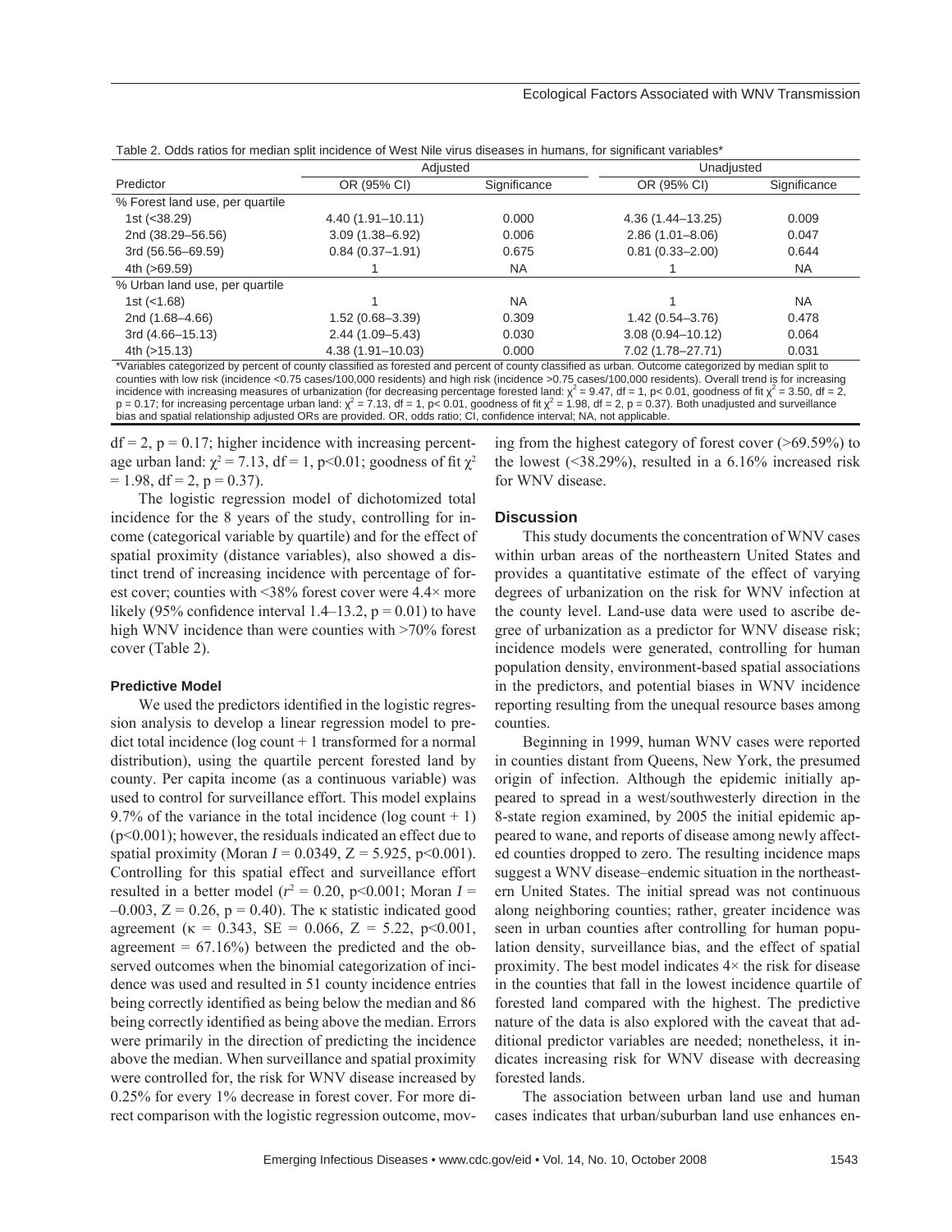Table 2. Odds ratios for median split incidence of West Nile virus diseases in humans, for significant variables*

| Predictor | Adjusted | | Unadjusted | |
|---|---|---|---|---|
| | OR (95% CI) | Significance | OR (95% CI) | Significance |
| % Forest land use, per quartile | | | | |
| 1st (<38.29) | 4.40 (1.91–10.11) | 0.000 | 4.36 (1.44–13.25) | 0.009 |
| 2nd (38.29–56.56) | 3.09 (1.38–6.92) | 0.006 | 2.86 (1.01–8.06) | 0.047 |
| 3rd (56.56–69.59) | 0.84 (0.37–1.91) | 0.675 | 0.81 (0.33–2.00) | 0.644 |
| 4th (>69.59) | 1 | NA | 1 | NA |
| % Urban land use, per quartile | | | | |
| 1st (<1.68) | 1 | NA | 1 | NA |
| 2nd (1.68–4.66) | 1.52 (0.68–3.39) | 0.309 | 1.42 (0.54–3.76) | 0.478 |
| 3rd (4.66–15.13) | 2.44 (1.09–5.43) | 0.030 | 3.08 (0.94–10.12) | 0.064 |
| 4th (>15.13) | 4.38 (1.91–10.03) | 0.000 | 7.02 (1.78–27.71) | 0.031 |

*Variables categorized by percent of county classified as forested and percent of county classified as urban. Outcome categorized by median split to counties with low risk (incidence <0.75 cases/100,000 residents) and high risk (incidence >0.75 cases/100,000 residents). Overall trend is for increasing incidence with increasing measures of urbanization (for decreasing percentage forested land: $\chi^2 = 9.47$, df = 1, p< 0.01, goodness of fit $\chi^2 = 3.50$, df = 2, p = 0.17; for increasing percentage urban land: $\chi^2 = 7.13$, df = 1, p< 0.01, goodness of fit $\chi^2 = 1.98$, df = 2, p = 0.37). Both unadjusted and surveillance bias and spatial relationship adjusted ORs are provided. OR, odds ratio; CI, confidence interval; NA, not applicable.

df = 2, p = 0.17; higher incidence with increasing percentage urban land: $\chi^2 = 7.13$, df = 1, p<0.01; goodness of fit $\chi^2 = 1.98$, df = 2, p = 0.37).

The logistic regression model of dichotomized total incidence for the 8 years of the study, controlling for income (categorical variable by quartile) and for the effect of spatial proximity (distance variables), also showed a distinct trend of increasing incidence with percentage of forest cover; counties with <38% forest cover were 4.4× more likely (95% confidence interval 1.4–13.2, p = 0.01) to have high WNV incidence than were counties with >70% forest cover (Table 2).

#### Predictive Model

We used the predictors identified in the logistic regression analysis to develop a linear regression model to predict total incidence (log count + 1 transformed for a normal distribution), using the quartile percent forested land by county. Per capita income (as a continuous variable) was used to control for surveillance effort. This model explains 9.7% of the variance in the total incidence (log count + 1) (p<0.001); however, the residuals indicated an effect due to spatial proximity (Moran $I = 0.0349$, $Z = 5.925$, p<0.001). Controlling for this spatial effect and surveillance effort resulted in a better model ($r^2 = 0.20$, p<0.001; Moran $I = -0.003$, $Z = 0.26$, p = 0.40). The κ statistic indicated good agreement (κ = 0.343, SE = 0.066, Z = 5.22, p<0.001, agreement = 67.16%) between the predicted and the observed outcomes when the binomial categorization of incidence was used and resulted in 51 county incidence entries being correctly identified as being below the median and 86 being correctly identified as being above the median. Errors were primarily in the direction of predicting the incidence above the median. When surveillance and spatial proximity were controlled for, the risk for WNV disease increased by 0.25% for every 1% decrease in forest cover. For more direct comparison with the logistic regression outcome, moving from the highest category of forest cover (>69.59%) to the lowest (<38.29%), resulted in a 6.16% increased risk for WNV disease.

### Discussion

This study documents the concentration of WNV cases within urban areas of the northeastern United States and provides a quantitative estimate of the effect of varying degrees of urbanization on the risk for WNV infection at the county level. Land-use data were used to ascribe degree of urbanization as a predictor for WNV disease risk; incidence models were generated, controlling for human population density, environment-based spatial associations in the predictors, and potential biases in WNV incidence reporting resulting from the unequal resource bases among counties.

Beginning in 1999, human WNV cases were reported in counties distant from Queens, New York, the presumed origin of infection. Although the epidemic initially appeared to spread in a west/southwesterly direction in the 8-state region examined, by 2005 the initial epidemic appeared to wane, and reports of disease among newly affected counties dropped to zero. The resulting incidence maps suggest a WNV disease–endemic situation in the northeastern United States. The initial spread was not continuous along neighboring counties; rather, greater incidence was seen in urban counties after controlling for human population density, surveillance bias, and the effect of spatial proximity. The best model indicates 4× the risk for disease in the counties that fall in the lowest incidence quartile of forested land compared with the highest. The predictive nature of the data is also explored with the caveat that additional predictor variables are needed; nonetheless, it indicates increasing risk for WNV disease with decreasing forested lands.

The association between urban land use and human cases indicates that urban/suburban land use enhances en-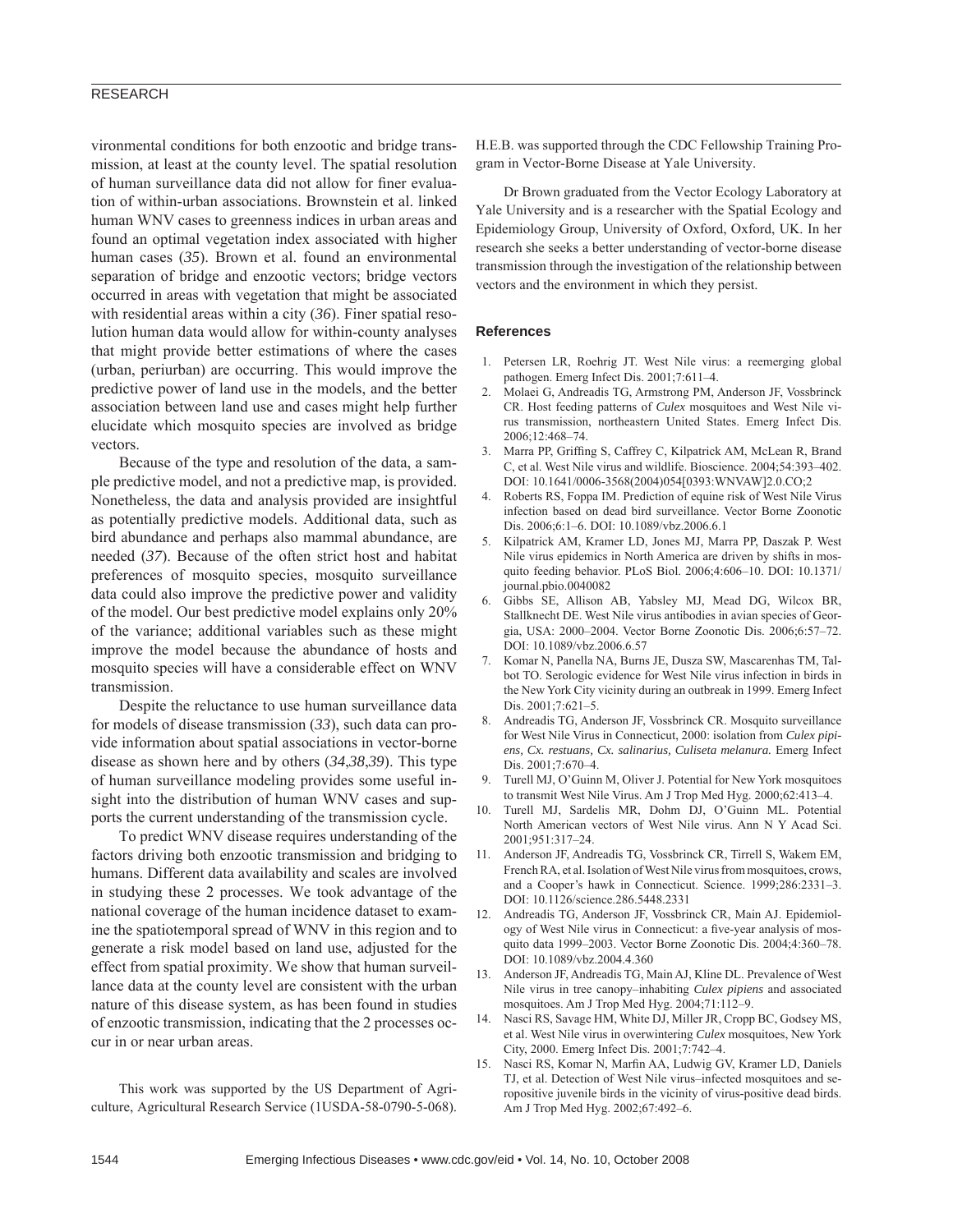vironmental conditions for both enzootic and bridge transmission, at least at the county level. The spatial resolution of human surveillance data did not allow for finer evaluation of within-urban associations. Brownstein et al. linked human WNV cases to greenness indices in urban areas and found an optimal vegetation index associated with higher human cases (*35*). Brown et al. found an environmental separation of bridge and enzootic vectors; bridge vectors occurred in areas with vegetation that might be associated with residential areas within a city (*36*). Finer spatial resolution human data would allow for within-county analyses that might provide better estimations of where the cases (urban, periurban) are occurring. This would improve the predictive power of land use in the models, and the better association between land use and cases might help further elucidate which mosquito species are involved as bridge vectors.

Because of the type and resolution of the data, a sample predictive model, and not a predictive map, is provided. Nonetheless, the data and analysis provided are insightful as potentially predictive models. Additional data, such as bird abundance and perhaps also mammal abundance, are needed (*37*). Because of the often strict host and habitat preferences of mosquito species, mosquito surveillance data could also improve the predictive power and validity of the model. Our best predictive model explains only 20% of the variance; additional variables such as these might improve the model because the abundance of hosts and mosquito species will have a considerable effect on WNV transmission.

Despite the reluctance to use human surveillance data for models of disease transmission (*33*), such data can provide information about spatial associations in vector-borne disease as shown here and by others (*34*,*38*,*39*). This type of human surveillance modeling provides some useful insight into the distribution of human WNV cases and supports the current understanding of the transmission cycle.

To predict WNV disease requires understanding of the factors driving both enzootic transmission and bridging to humans. Different data availability and scales are involved in studying these 2 processes. We took advantage of the national coverage of the human incidence dataset to examine the spatiotemporal spread of WNV in this region and to generate a risk model based on land use, adjusted for the effect from spatial proximity. We show that human surveillance data at the county level are consistent with the urban nature of this disease system, as has been found in studies of enzootic transmission, indicating that the 2 processes occur in or near urban areas.

This work was supported by the US Department of Agriculture, Agricultural Research Service (1USDA-58-0790-5-068). H.E.B. was supported through the CDC Fellowship Training Program in Vector-Borne Disease at Yale University.

Dr Brown graduated from the Vector Ecology Laboratory at Yale University and is a researcher with the Spatial Ecology and Epidemiology Group, University of Oxford, Oxford, UK. In her research she seeks a better understanding of vector-borne disease transmission through the investigation of the relationship between vectors and the environment in which they persist.

## References

1. Petersen LR, Roehrig JT. West Nile virus: a reemerging global pathogen. Emerg Infect Dis. 2001;7:611–4.
2. Molaei G, Andreadis TG, Armstrong PM, Anderson JF, Vossbrinck CR. Host feeding patterns of *Culex* mosquitoes and West Nile virus transmission, northeastern United States. Emerg Infect Dis. 2006;12:468–74.
3. Marra PP, Griffing S, Caffrey C, Kilpatrick AM, McLean R, Brand C, et al. West Nile virus and wildlife. Bioscience. 2004;54:393–402. DOI: 10.1641/0006-3568(2004)054[0393:WNVAW]2.0.CO;2
4. Roberts RS, Foppa IM. Prediction of equine risk of West Nile Virus infection based on dead bird surveillance. Vector Borne Zoonotic Dis. 2006;6:1–6. DOI: 10.1089/vbz.2006.6.1
5. Kilpatrick AM, Kramer LD, Jones MJ, Marra PP, Daszak P. West Nile virus epidemics in North America are driven by shifts in mosquito feeding behavior. PLoS Biol. 2006;4:606–10. DOI: 10.1371/journal.pbio.0040082
6. Gibbs SE, Allison AB, Yabsley MJ, Mead DG, Wilcox BR, Stallknecht DE. West Nile virus antibodies in avian species of Georgia, USA: 2000–2004. Vector Borne Zoonotic Dis. 2006;6:57–72. DOI: 10.1089/vbz.2006.6.57
7. Komar N, Panella NA, Burns JE, Dusza SW, Mascarenhas TM, Talbot TO. Serologic evidence for West Nile virus infection in birds in the New York City vicinity during an outbreak in 1999. Emerg Infect Dis. 2001;7:621–5.
8. Andreadis TG, Anderson JF, Vossbrinck CR. Mosquito surveillance for West Nile Virus in Connecticut, 2000: isolation from *Culex pipiens, Cx. restuans, Cx. salinarius, Culiseta melanura.* Emerg Infect Dis. 2001;7:670–4.
9. Turell MJ, O'Guinn M, Oliver J. Potential for New York mosquitoes to transmit West Nile Virus. Am J Trop Med Hyg. 2000;62:413–4.
10. Turell MJ, Sardelis MR, Dohm DJ, O'Guinn ML. Potential North American vectors of West Nile virus. Ann N Y Acad Sci. 2001;951:317–24.
11. Anderson JF, Andreadis TG, Vossbrinck CR, Tirrell S, Wakem EM, French RA, et al. Isolation of West Nile virus from mosquitoes, crows, and a Cooper's hawk in Connecticut. Science. 1999;286:2331–3. DOI: 10.1126/science.286.5448.2331
12. Andreadis TG, Anderson JF, Vossbrinck CR, Main AJ. Epidemiology of West Nile virus in Connecticut: a five-year analysis of mosquito data 1999–2003. Vector Borne Zoonotic Dis. 2004;4:360–78. DOI: 10.1089/vbz.2004.4.360
13. Anderson JF, Andreadis TG, Main AJ, Kline DL. Prevalence of West Nile virus in tree canopy–inhabiting *Culex pipiens* and associated mosquitoes. Am J Trop Med Hyg. 2004;71:112–9.
14. Nasci RS, Savage HM, White DJ, Miller JR, Cropp BC, Godsey MS, et al. West Nile virus in overwintering *Culex* mosquitoes, New York City, 2000. Emerg Infect Dis. 2001;7:742–4.
15. Nasci RS, Komar N, Marfin AA, Ludwig GV, Kramer LD, Daniels TJ, et al. Detection of West Nile virus–infected mosquitoes and seropositive juvenile birds in the vicinity of virus-positive dead birds. Am J Trop Med Hyg. 2002;67:492–6.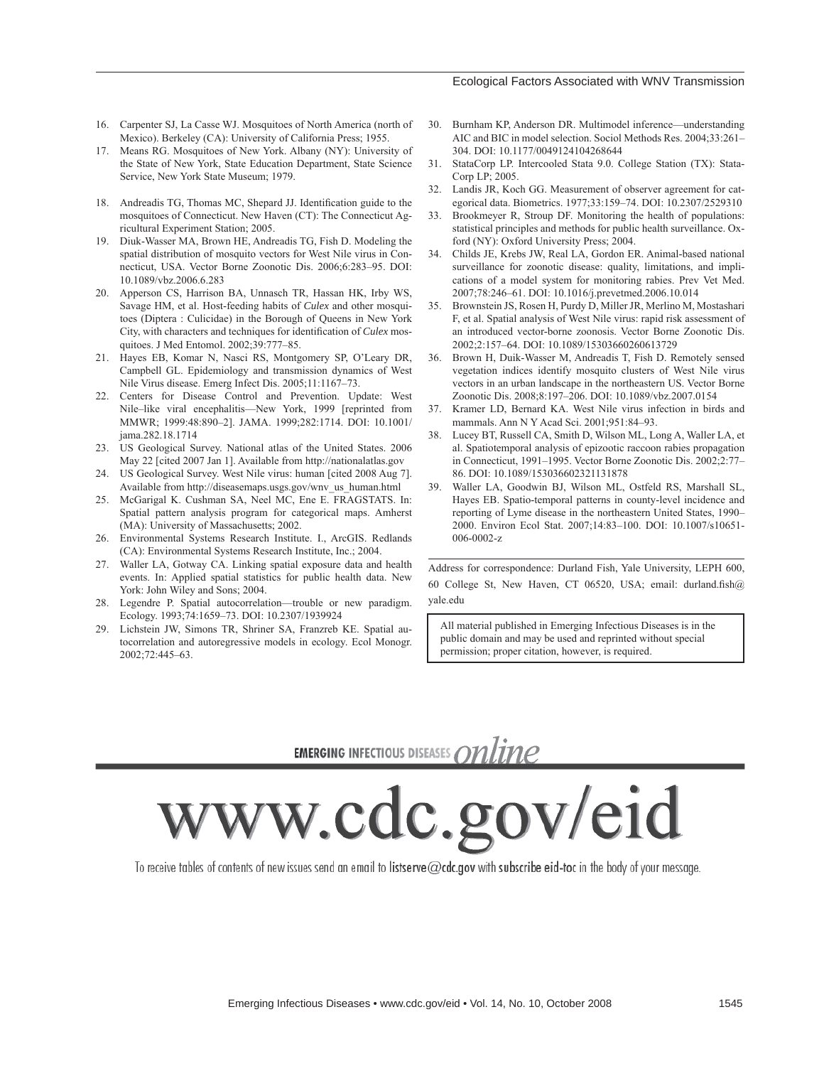16. Carpenter SJ, La Casse WJ. Mosquitoes of North America (north of Mexico). Berkeley (CA): University of California Press; 1955.
17. Means RG. Mosquitoes of New York. Albany (NY): University of the State of New York, State Education Department, State Science Service, New York State Museum; 1979.
18. Andreadis TG, Thomas MC, Shepard JJ. Identification guide to the mosquitoes of Connecticut. New Haven (CT): The Connecticut Agricultural Experiment Station; 2005.
19. Diuk-Wasser MA, Brown HE, Andreadis TG, Fish D. Modeling the spatial distribution of mosquito vectors for West Nile virus in Connecticut, USA. Vector Borne Zoonotic Dis. 2006;6:283–95. DOI: 10.1089/vbz.2006.6.283
20. Apperson CS, Harrison BA, Unnasch TR, Hassan HK, Irby WS, Savage HM, et al. Host-feeding habits of *Culex* and other mosquitoes (Diptera : Culicidae) in the Borough of Queens in New York City, with characters and techniques for identification of *Culex* mosquitoes. J Med Entomol. 2002;39:777–85.
21. Hayes EB, Komar N, Nasci RS, Montgomery SP, O'Leary DR, Campbell GL. Epidemiology and transmission dynamics of West Nile Virus disease. Emerg Infect Dis. 2005;11:1167–73.
22. Centers for Disease Control and Prevention. Update: West Nile–like viral encephalitis—New York, 1999 [reprinted from MMWR; 1999:48:890–2]. JAMA. 1999;282:1714. DOI: 10.1001/jama.282.18.1714
23. US Geological Survey. National atlas of the United States. 2006 May 22 [cited 2007 Jan 1]. Available from http://nationalatlas.gov
24. US Geological Survey. West Nile virus: human [cited 2008 Aug 7]. Available from http://diseasemaps.usgs.gov/wnv_us_human.html
25. McGarigal K. Cushman SA, Neel MC, Ene E. FRAGSTATS. In: Spatial pattern analysis program for categorical maps. Amherst (MA): University of Massachusetts; 2002.
26. Environmental Systems Research Institute. I., ArcGIS. Redlands (CA): Environmental Systems Research Institute, Inc.; 2004.
27. Waller LA, Gotway CA. Linking spatial exposure data and health events. In: Applied spatial statistics for public health data. New York: John Wiley and Sons; 2004.
28. Legendre P. Spatial autocorrelation—trouble or new paradigm. Ecology. 1993;74:1659–73. DOI: 10.2307/1939924
29. Lichstein JW, Simons TR, Shriner SA, Franzreb KE. Spatial autocorrelation and autoregressive models in ecology. Ecol Monogr. 2002;72:445–63.
30. Burnham KP, Anderson DR. Multimodel inference—understanding AIC and BIC in model selection. Sociol Methods Res. 2004;33:261–304. DOI: 10.1177/0049124104268644
31. StataCorp LP. Intercooled Stata 9.0. College Station (TX): StataCorp LP; 2005.
32. Landis JR, Koch GG. Measurement of observer agreement for categorical data. Biometrics. 1977;33:159–74. DOI: 10.2307/2529310
33. Brookmeyer R, Stroup DF. Monitoring the health of populations: statistical principles and methods for public health surveillance. Oxford (NY): Oxford University Press; 2004.
34. Childs JE, Krebs JW, Real LA, Gordon ER. Animal-based national surveillance for zoonotic disease: quality, limitations, and implications of a model system for monitoring rabies. Prev Vet Med. 2007;78:246–61. DOI: 10.1016/j.prevetmed.2006.10.014
35. Brownstein JS, Rosen H, Purdy D, Miller JR, Merlino M, Mostashari F, et al. Spatial analysis of West Nile virus: rapid risk assessment of an introduced vector-borne zoonosis. Vector Borne Zoonotic Dis. 2002;2:157–64. DOI: 10.1089/15303660260613729
36. Brown H, Duik-Wasser M, Andreadis T, Fish D. Remotely sensed vegetation indices identify mosquito clusters of West Nile virus vectors in an urban landscape in the northeastern US. Vector Borne Zoonotic Dis. 2008;8:197–206. DOI: 10.1089/vbz.2007.0154
37. Kramer LD, Bernard KA. West Nile virus infection in birds and mammals. Ann N Y Acad Sci. 2001;951:84–93.
38. Lucey BT, Russell CA, Smith D, Wilson ML, Long A, Waller LA, et al. Spatiotemporal analysis of epizootic raccoon rabies propagation in Connecticut, 1991–1995. Vector Borne Zoonotic Dis. 2002;2:77–86. DOI: 10.1089/153036602321131878
39. Waller LA, Goodwin BJ, Wilson ML, Ostfeld RS, Marshall SL, Hayes EB. Spatio-temporal patterns in county-level incidence and reporting of Lyme disease in the northeastern United States, 1990–2000. Environ Ecol Stat. 2007;14:83–100. DOI: 10.1007/s10651-006-0002-z

Address for correspondence: Durland Fish, Yale University, LEPH 600, 60 College St, New Haven, CT 06520, USA; email: durland.fish@yale.edu

All material published in Emerging Infectious Diseases is in the public domain and may be used and reprinted without special permission; proper citation, however, is required.

EMERGING INFECTIOUS DISEASES *online*

# www.cdc.gov/eid

To receive tables of contents of new issues send an email to **listserve@cdc.gov** with **subscribe eid-toc** in the body of your message.